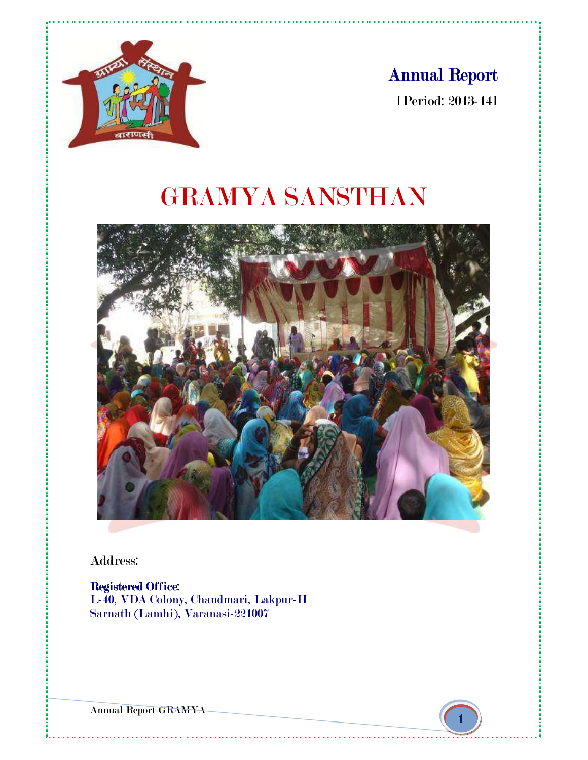# Annual Report

[Period: 2013-14]

# GRAMYA SANSTHAN

Address:

**Registered Office:**
L-40, VDA Colony, Chandmari, Lakpur-II
Sarnath (Lamhi), Varanasi-221007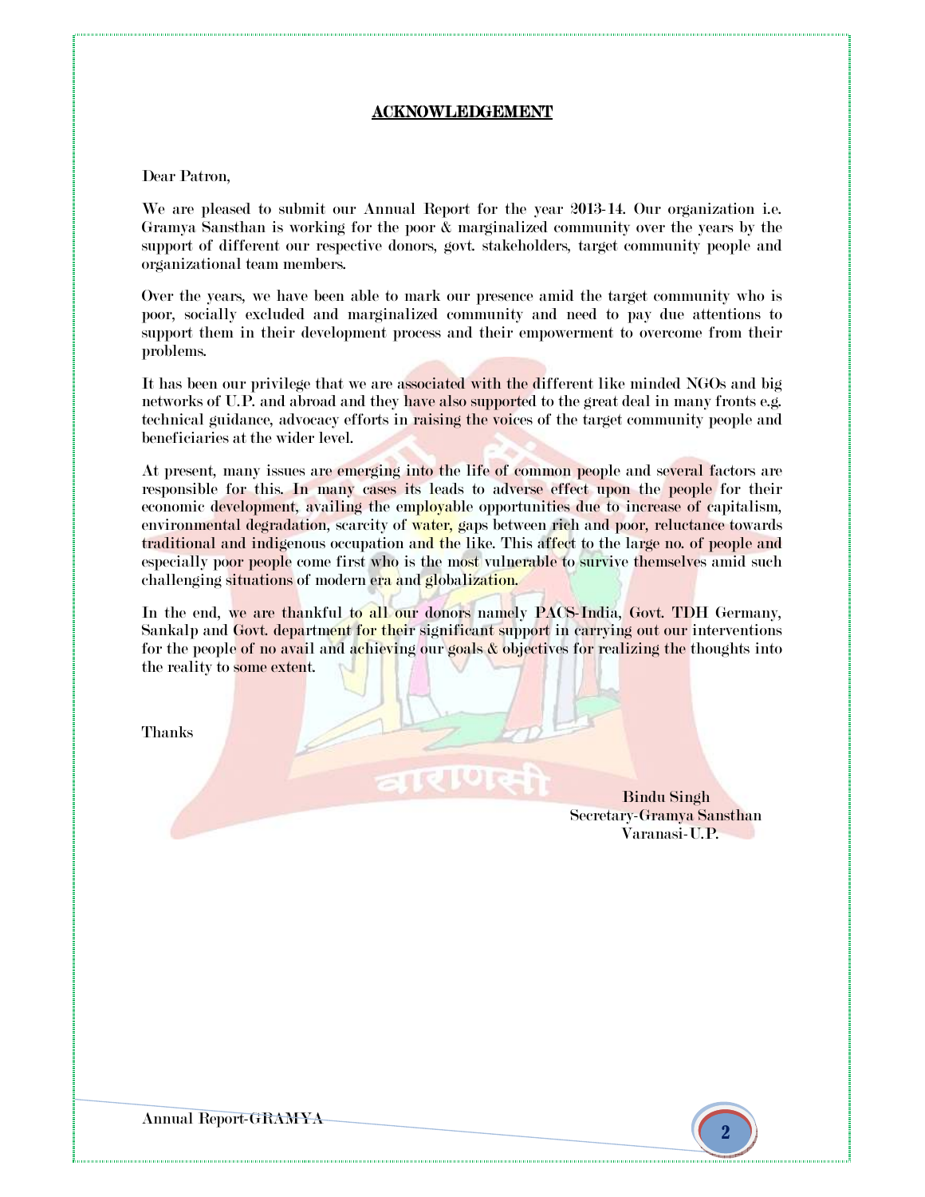# ACKNOWLEDGEMENT

Dear Patron,

We are pleased to submit our Annual Report for the year 2013-14. Our organization i.e. Gramya Sansthan is working for the poor & marginalized community over the years by the support of different our respective donors, govt. stakeholders, target community people and organizational team members.

Over the years, we have been able to mark our presence amid the target community who is poor, socially excluded and marginalized community and need to pay due attentions to support them in their development process and their empowerment to overcome from their problems.

It has been our privilege that we are associated with the different like minded NGOs and big networks of U.P. and abroad and they have also supported to the great deal in many fronts e.g. technical guidance, advocacy efforts in raising the voices of the target community people and beneficiaries at the wider level.

At present, many issues are emerging into the life of common people and several factors are responsible for this. In many cases its leads to adverse effect upon the people for their economic development, availing the employable opportunities due to increase of capitalism, environmental degradation, scarcity of water, gaps between rich and poor, reluctance towards traditional and indigenous occupation and the like. This affect to the large no. of people and especially poor people come first who is the most vulnerable to survive themselves amid such challenging situations of modern era and globalization.

In the end, we are thankful to all our donors namely PACS-India, Govt. TDH Germany, Sankalp and Govt. department for their significant support in carrying out our interventions for the people of no avail and achieving our goals & objectives for realizing the thoughts into the reality to some extent.

Thanks

Bindu Singh
Secretary-Gramya Sansthan
Varanasi-U.P.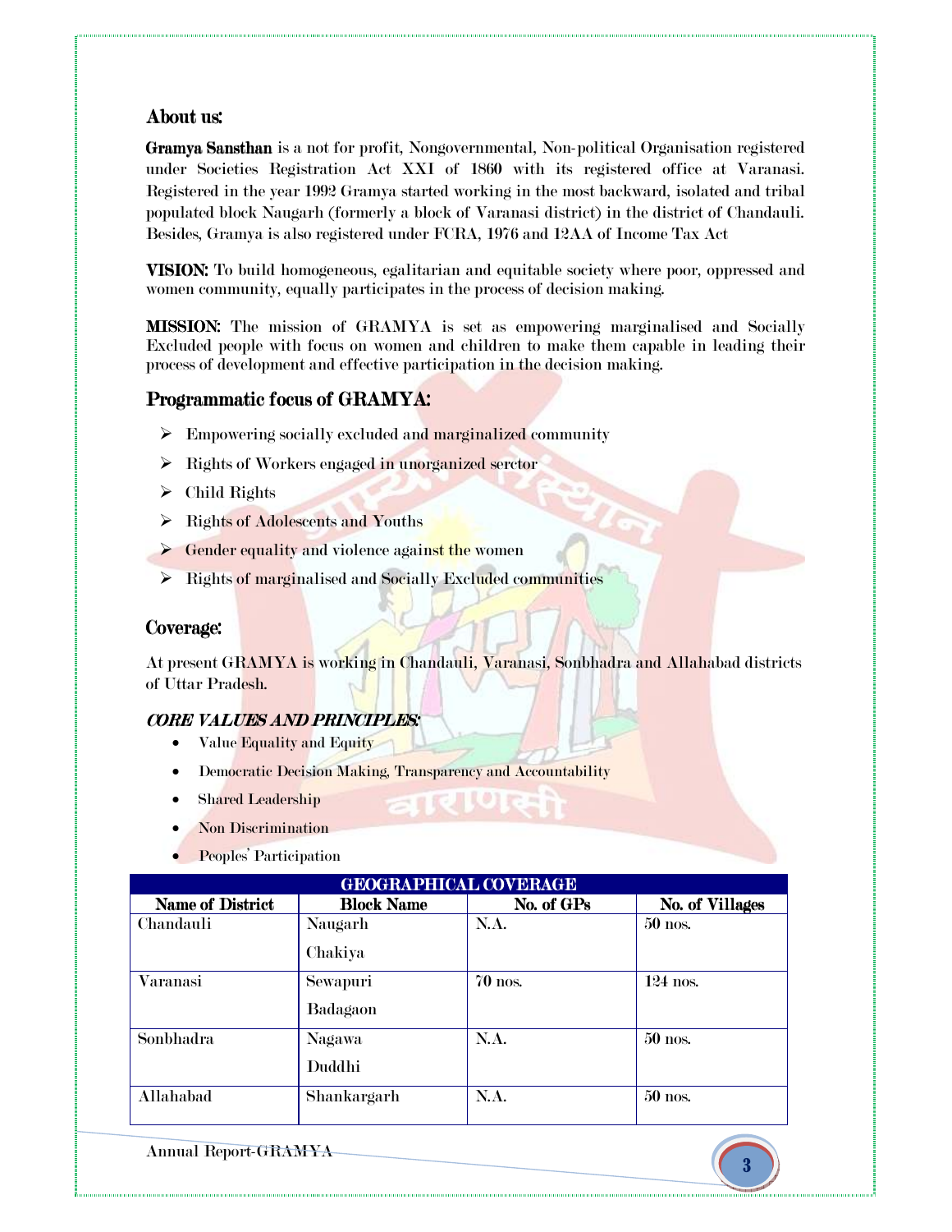## About us:

**Gramya Sansthan** is a not for profit, Nongovernmental, Non-political Organisation registered under Societies Registration Act XXI of 1860 with its registered office at Varanasi. Registered in the year 1992 Gramya started working in the most backward, isolated and tribal populated block Naugarh (formerly a block of Varanasi district) in the district of Chandauli. Besides, Gramya is also registered under FCRA, 1976 and 12AA of Income Tax Act

**VISION:** To build homogeneous, egalitarian and equitable society where poor, oppressed and women community, equally participates in the process of decision making.

**MISSION:** The mission of GRAMYA is set as empowering marginalised and Socially Excluded people with focus on women and children to make them capable in leading their process of development and effective participation in the decision making.

## Programmatic focus of GRAMYA:

- Empowering socially excluded and marginalized community
- Rights of Workers engaged in unorganized serctor
- Child Rights
- Rights of Adolescents and Youths
- Gender equality and violence against the women
- Rights of marginalised and Socially Excluded communities

## Coverage:

At present GRAMYA is working in Chandauli, Varanasi, Sonbhadra and Allahabad districts of Uttar Pradesh.

***CORE VALUES AND PRINCIPLES:***

- Value Equality and Equity
- Democratic Decision Making, Transparency and Accountability
- Shared Leadership
- Non Discrimination
- Peoples' Participation

| GEOGRAPHICAL COVERAGE | | | |
|---|---|---|---|
| **Name of District** | **Block Name** | **No. of GPs** | **No. of Villages** |
| Chandauli | Naugarh<br>Chakiya | N.A. | 50 nos. |
| Varanasi | Sewapuri<br>Badagaon | 70 nos. | 124 nos. |
| Sonbhadra | Nagawa<br>Duddhi | N.A. | 50 nos. |
| Allahabad | Shankargarh | N.A. | 50 nos. |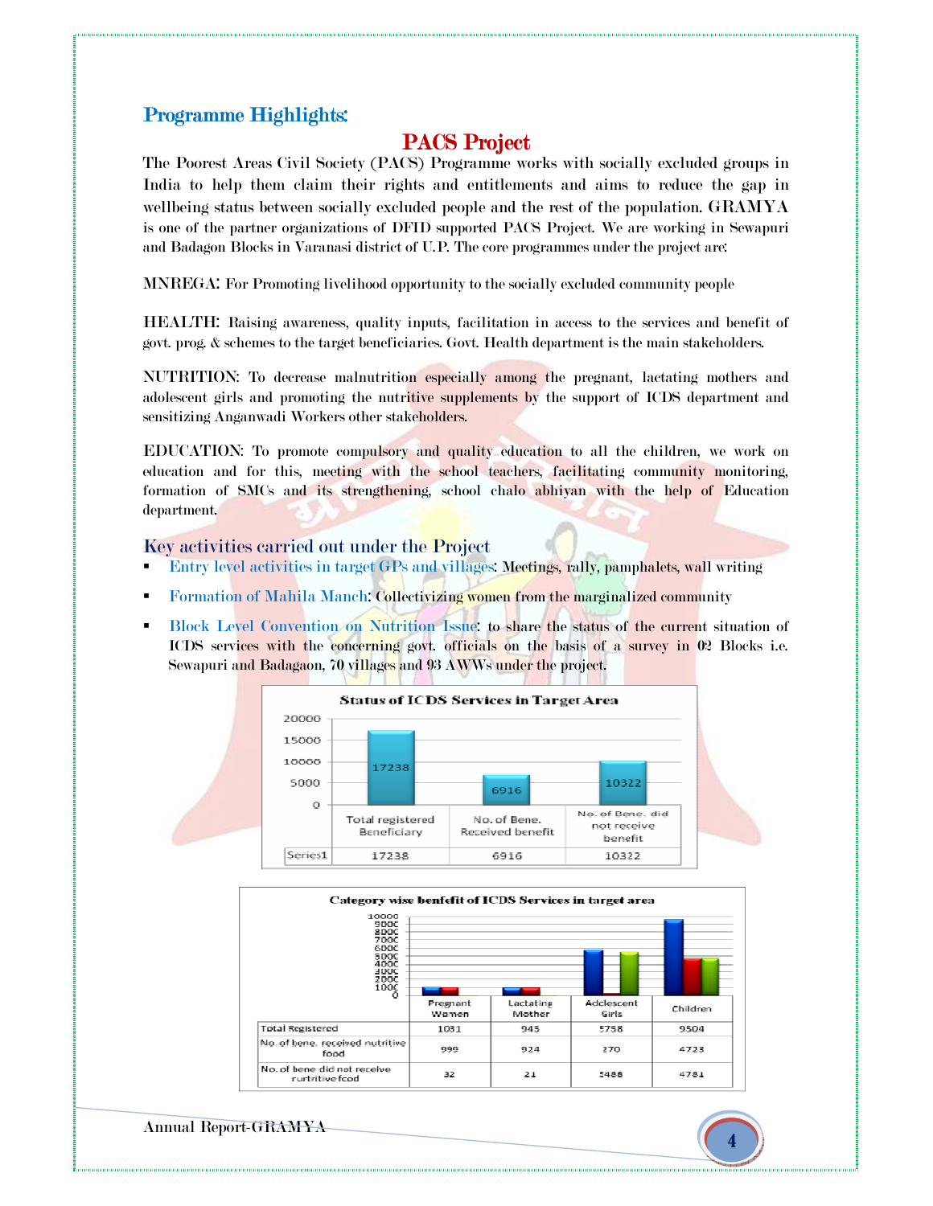## Programme Highlights:

# PACS Project

The Poorest Areas Civil Society (PACS) Programme works with socially excluded groups in India to help them claim their rights and entitlements and aims to reduce the gap in wellbeing status between socially excluded people and the rest of the population. GRAMYA is one of the partner organizations of DFID supported PACS Project. We are working in Sewapuri and Badagon Blocks in Varanasi district of U.P. The core programmes under the project are:

MNREGA: For Promoting livelihood opportunity to the socially excluded community people

HEALTH: Raising awareness, quality inputs, facilitation in access to the services and benefit of govt. prog. & schemes to the target beneficiaries. Govt. Health department is the main stakeholders.

NUTRITION: To decrease malnutrition especially among the pregnant, lactating mothers and adolescent girls and promoting the nutritive supplements by the support of ICDS department and sensitizing Anganwadi Workers other stakeholders.

EDUCATION: To promote compulsory and quality education to all the children, we work on education and for this, meeting with the school teachers, facilitating community monitoring, formation of SMCs and its strengthening, school chalo abhiyan with the help of Education department.

## Key activities carried out under the Project

- Entry level activities in target GPs and villages: Meetings, rally, pamphalets, wall writing
- Formation of Mahila Manch: Collectivizing women from the marginalized community
- Block Level Convention on Nutrition Issue: to share the status of the current situation of ICDS services with the concerning govt. officials on the basis of a survey in 02 Blocks i.e. Sewapuri and Badagaon, 70 villages and 93 AWWs under the project.

**Status of ICDS Services in Target Area**

| | Total registered Beneficiary | No. of Bene. Received benefit | No. of Bene. did not receive benefit |
|---|---|---|---|
| Series1 | 17238 | 6916 | 10322 |

**Category wise benfefit of ICDS Services in target area**

| | Pregnant Women | Lactating Mother | Adolescent Girls | Children |
|---|---|---|---|---|
| Total Registered | 1031 | 945 | 5758 | 9504 |
| No. of bene. received nutritive food | 999 | 924 | 270 | 4723 |
| No. of bene did not receive nutritive food | 32 | 21 | 5488 | 4781 |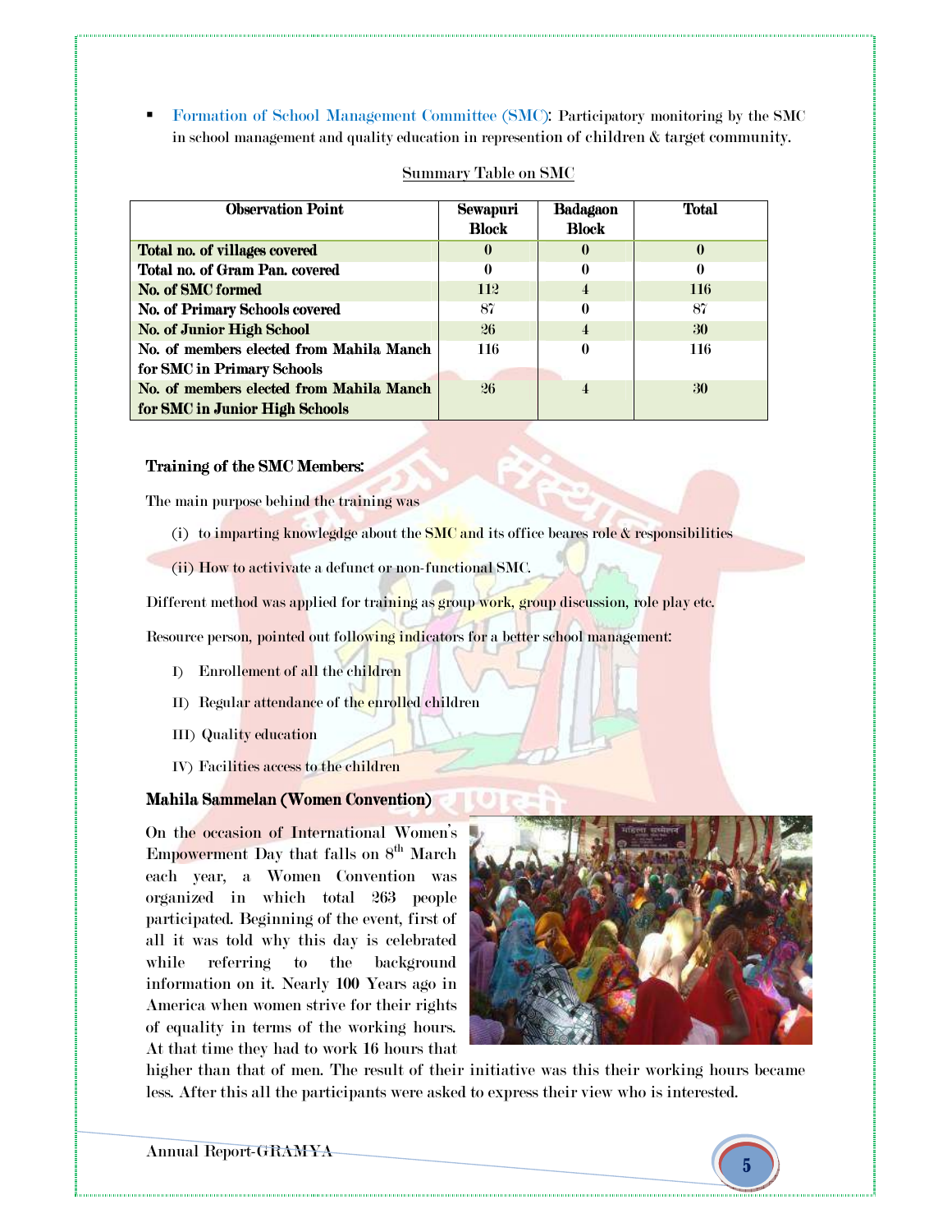- **Formation of School Management Committee (SMC):** Participatory monitoring by the SMC in school management and quality education in represention of children & target community.

Summary Table on SMC

| Observation Point | Sewapuri Block | Badagaon Block | Total |
|---|---|---|---|
| **Total no. of villages covered** | 0 | 0 | 0 |
| **Total no. of Gram Pan. covered** | 0 | 0 | 0 |
| **No. of SMC formed** | 112 | 4 | 116 |
| **No. of Primary Schools covered** | 87 | 0 | 87 |
| **No. of Junior High School** | 26 | 4 | 30 |
| **No. of members elected from Mahila Manch for SMC in Primary Schools** | 116 | 0 | 116 |
| **No. of members elected from Mahila Manch for SMC in Junior High Schools** | 26 | 4 | 30 |

**Training of the SMC Members:**

The main purpose behind the training was

(i) to imparting knowlegdge about the SMC and its office beares role & responsibilities

(ii) How to activivate a defunct or non-functional SMC.

Different method was applied for training as group work, group discussion, role play etc.

Resource person, pointed out following indicators for a better school management:

I) Enrollement of all the children

II) Regular attendance of the enrolled children

III) Quality education

IV) Facilities access to the children

**Mahila Sammelan (Women Convention)**

On the occasion of International Women's Empowerment Day that falls on 8th March each year, a Women Convention was organized in which total 263 people participated. Beginning of the event, first of all it was told why this day is celebrated while referring to the background information on it. Nearly 100 Years ago in America when women strive for their rights of equality in terms of the working hours. At that time they had to work 16 hours that higher than that of men. The result of their initiative was this their working hours became less. After this all the participants were asked to express their view who is interested.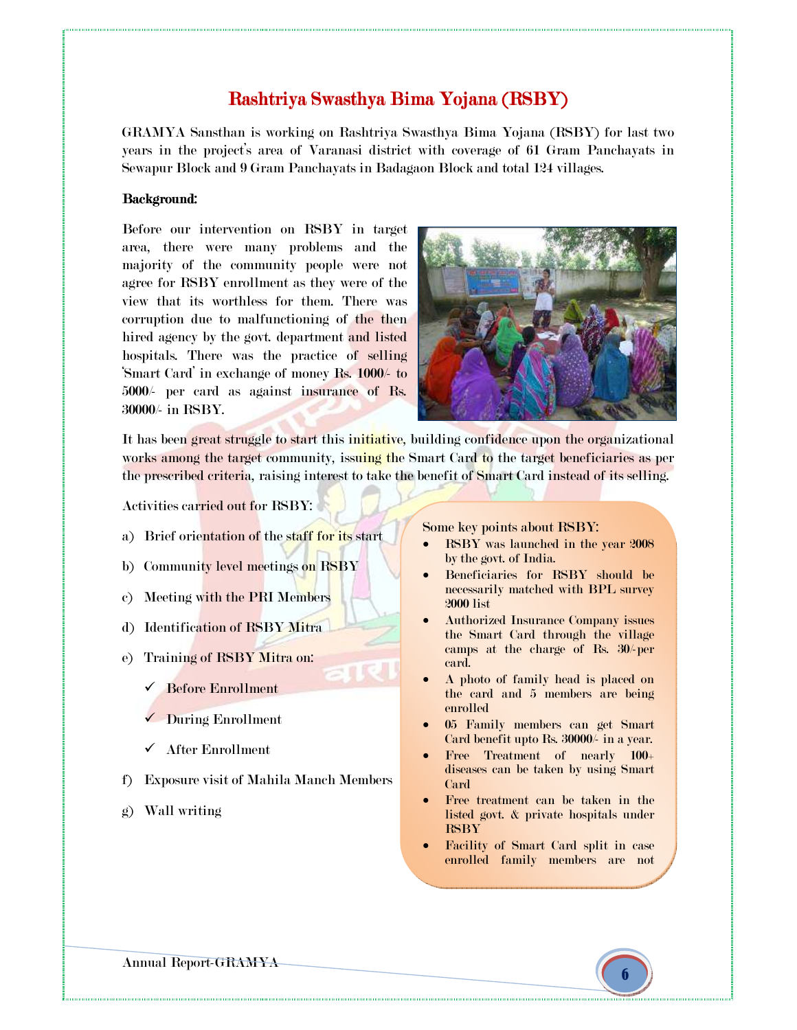# Rashtriya Swasthya Bima Yojana (RSBY)

GRAMYA Sansthan is working on Rashtriya Swasthya Bima Yojana (RSBY) for last two years in the project's area of Varanasi district with coverage of 61 Gram Panchayats in Sewapur Block and 9 Gram Panchayats in Badagaon Block and total 124 villages.

**Background:**

Before our intervention on RSBY in target area, there were many problems and the majority of the community people were not agree for RSBY enrollment as they were of the view that its worthless for them. There was corruption due to malfunctioning of the then hired agency by the govt. department and listed hospitals. There was the practice of selling 'Smart Card' in exchange of money Rs. 1000/- to 5000/- per card as against insurance of Rs. 30000/- in RSBY.

It has been great struggle to start this initiative, building confidence upon the organizational works among the target community, issuing the Smart Card to the target beneficiaries as per the prescribed criteria, raising interest to take the benefit of Smart Card instead of its selling.

Activities carried out for RSBY:

a) Brief orientation of the staff for its start

b) Community level meetings on RSBY

c) Meeting with the PRI Members

d) Identification of RSBY Mitra

e) Training of RSBY Mitra on:

- ✓ Before Enrollment
- ✓ During Enrollment
- ✓ After Enrollment

f) Exposure visit of Mahila Manch Members

g) Wall writing

Some key points about RSBY:

- RSBY was launched in the year 2008 by the govt. of India.
- Beneficiaries for RSBY should be necessarily matched with BPL survey 2000 list
- Authorized Insurance Company issues the Smart Card through the village camps at the charge of Rs. 30/-per card.
- A photo of family head is placed on the card and 5 members are being enrolled
- 05 Family members can get Smart Card benefit upto Rs. 30000/- in a year.
- Free Treatment of nearly 100+ diseases can be taken by using Smart Card
- Free treatment can be taken in the listed govt. & private hospitals under RSBY
- Facility of Smart Card split in case enrolled family members are not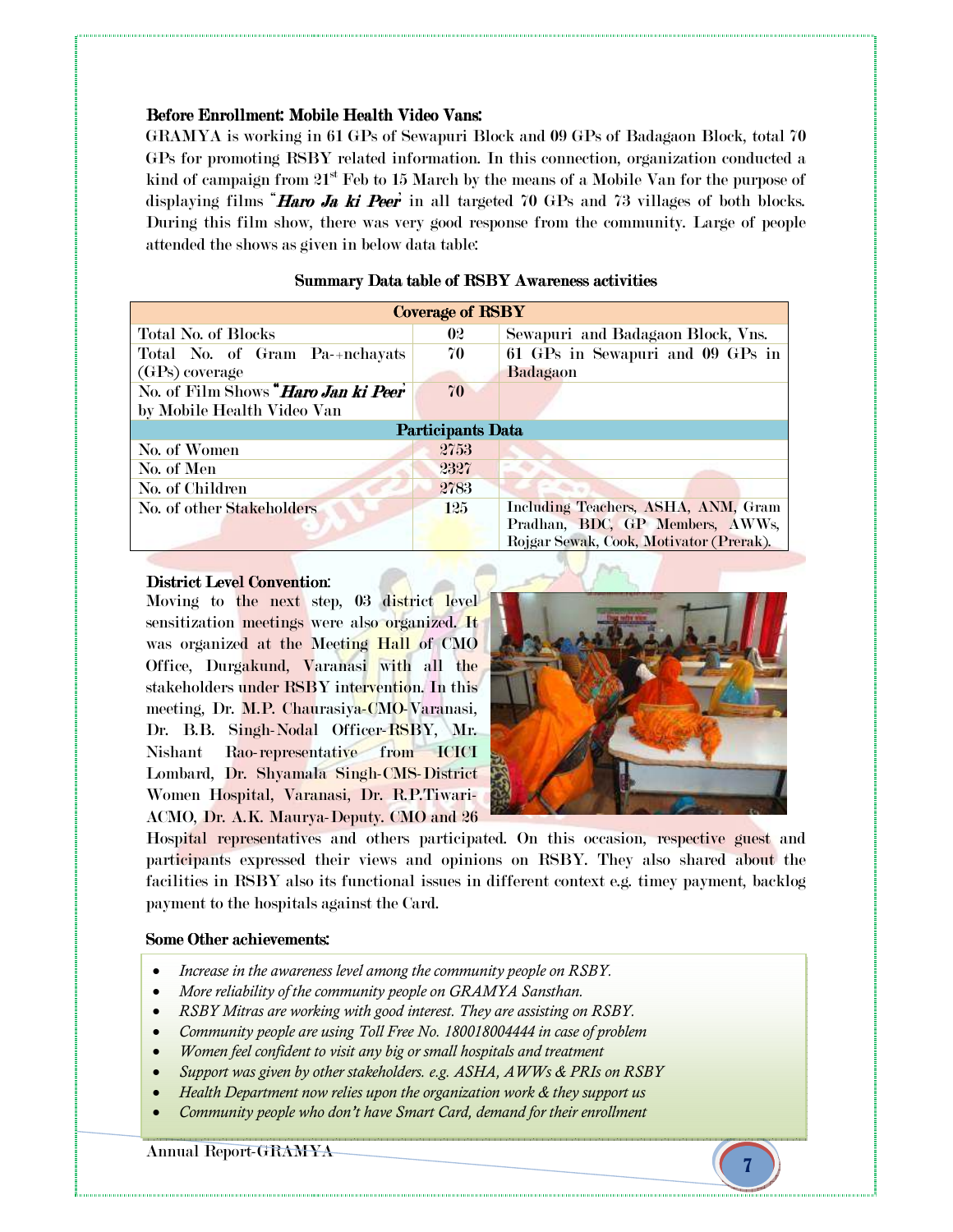**Before Enrollment: Mobile Health Video Vans:**

GRAMYA is working in 61 GPs of Sewapuri Block and 09 GPs of Badagaon Block, total 70 GPs for promoting RSBY related information. In this connection, organization conducted a kind of campaign from 21st Feb to 15 March by the means of a Mobile Van for the purpose of displaying films "***Haro Ja ki Peer***" in all targeted 70 GPs and 73 villages of both blocks. During this film show, there was very good response from the community. Large of people attended the shows as given in below data table:

**Summary Data table of RSBY Awareness activities**

| **Coverage of RSBY** | | |
|---|---|---|
| Total No. of Blocks | 02 | Sewapuri and Badagaon Block, Vns. |
| Total No. of Gram Pa-+nchayats (GPs) coverage | 70 | 61 GPs in Sewapuri and 09 GPs in Badagaon |
| No. of Film Shows "***Haro Jan ki Peer***" by Mobile Health Video Van | 70 | |
| **Participants Data** | | |
| No. of Women | 2753 | |
| No. of Men | 2327 | |
| No. of Children | 2783 | |
| No. of other Stakeholders | 125 | Including Teachers, ASHA, ANM, Gram Pradhan, BDC, GP Members, AWWs, Rojgar Sewak, Cook, Motivator (Prerak). |

**District Level Convention:**

Moving to the next step, 03 district level sensitization meetings were also organized. It was organized at the Meeting Hall of CMO Office, Durgakund, Varanasi with all the stakeholders under RSBY intervention. In this meeting, Dr. M.P. Chaurasiya-CMO-Varanasi, Dr. B.B. Singh-Nodal Officer-RSBY, Mr. Nishant Rao-representative from ICICI Lombard, Dr. Shyamala Singh-CMS-District Women Hospital, Varanasi, Dr. R.P.Tiwari-ACMO, Dr. A.K. Maurya-Deputy. CMO and 26 Hospital representatives and others participated. On this occasion, respective guest and participants expressed their views and opinions on RSBY. They also shared about the facilities in RSBY also its functional issues in different context e.g. timey payment, backlog payment to the hospitals against the Card.

**Some Other achievements:**

- *Increase in the awareness level among the community people on RSBY.*
- *More reliability of the community people on GRAMYA Sansthan.*
- *RSBY Mitras are working with good interest. They are assisting on RSBY.*
- *Community people are using Toll Free No. 180018004444 in case of problem*
- *Women feel confident to visit any big or small hospitals and treatment*
- *Support was given by other stakeholders. e.g. ASHA, AWWs & PRIs on RSBY*
- *Health Department now relies upon the organization work & they support us*
- *Community people who don't have Smart Card, demand for their enrollment*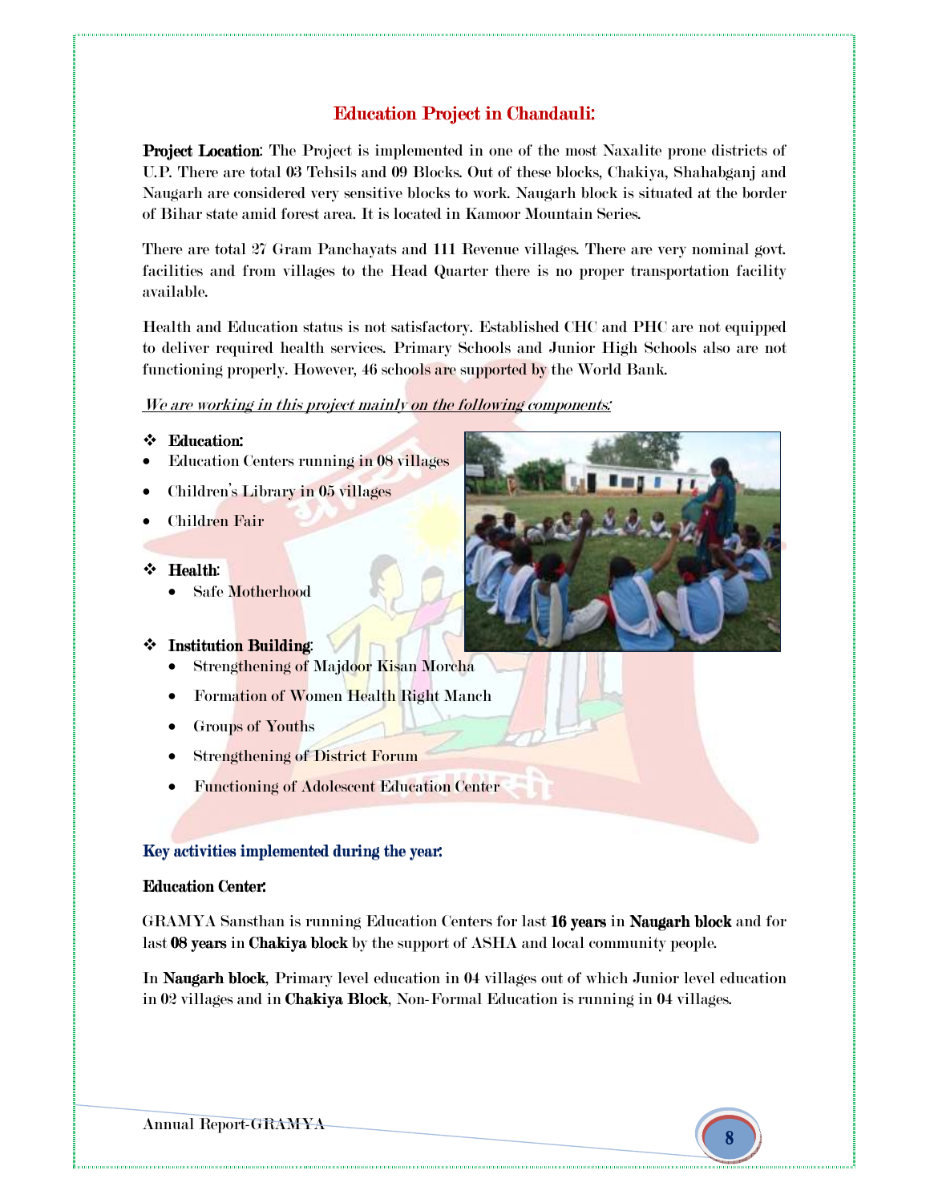## Education Project in Chandauli:

**Project Location**: The Project is implemented in one of the most Naxalite prone districts of U.P. There are total 03 Tehsils and 09 Blocks. Out of these blocks, Chakiya, Shahabganj and Naugarh are considered very sensitive blocks to work. Naugarh block is situated at the border of Bihar state amid forest area. It is located in Kamoor Mountain Series.

There are total 27 Gram Panchayats and 111 Revenue villages. There are very nominal govt. facilities and from villages to the Head Quarter there is no proper transportation facility available.

Health and Education status is not satisfactory. Established CHC and PHC are not equipped to deliver required health services. Primary Schools and Junior High Schools also are not functioning properly. However, 46 schools are supported by the World Bank.

*We are working in this project mainly on the following components:*

❖ **Education:**

- Education Centers running in 08 villages
- Children's Library in 05 villages
- Children Fair

❖ **Health**:

- Safe Motherhood

❖ **Institution Building**:

- Strengthening of Majdoor Kisan Morcha
- Formation of Women Health Right Manch
- Groups of Youths
- Strengthening of District Forum
- Functioning of Adolescent Education Center

### Key activities implemented during the year:

**Education Center:**

GRAMYA Sansthan is running Education Centers for last **16 years** in **Naugarh block** and for last **08 years** in **Chakiya block** by the support of ASHA and local community people.

In **Naugarh block**, Primary level education in 04 villages out of which Junior level education in 02 villages and in **Chakiya Block**, Non-Formal Education is running in 04 villages.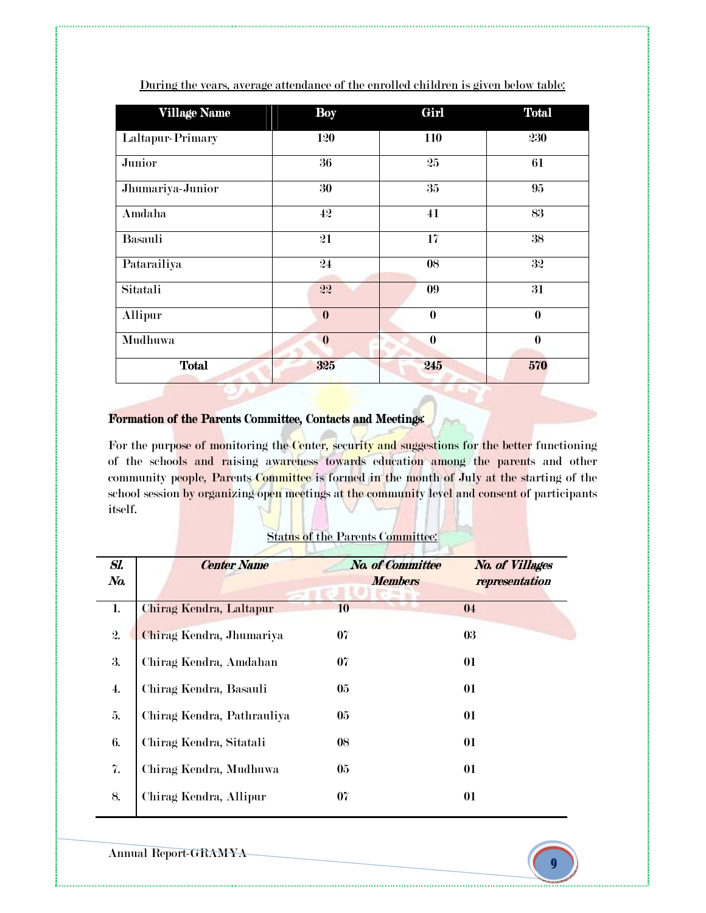During the years, average attendance of the enrolled children is given below table:

| Village Name | Boy | Girl | Total |
|---|---|---|---|
| Laltapur-Primary | 120 | 110 | 230 |
| Junior | 36 | 25 | 61 |
| Jhumariya-Junior | 30 | 35 | 95 |
| Amdaha | 42 | 41 | 83 |
| Basauli | 21 | 17 | 38 |
| Patarailiya | 24 | 08 | 32 |
| Sitatali | 22 | 09 | 31 |
| Allipur | **0** | **0** | **0** |
| Mudhuwa | **0** | **0** | **0** |
| **Total** | **325** | **245** | **570** |

**Formation of the Parents Committee, Contacts and Meetings**:

For the purpose of monitoring the Center, security and suggestions for the better functioning of the schools and raising awareness towards education among the parents and other community people, Parents Committee is formed in the month of July at the starting of the school session by organizing open meetings at the community level and consent of participants itself.

Status of the Parents Committee:

| *Sl. No.* | *Center Name* | *No. of Committee Members* | *No. of Villages representation* |
|---|---|---|---|
| 1. | Chirag Kendra, Laltapur | 10 | 04 |
| 2. | Chirag Kendra, Jhumariya | 07 | 03 |
| 3. | Chirag Kendra, Amdahan | 07 | 01 |
| 4. | Chirag Kendra, Basauli | 05 | 01 |
| 5. | Chirag Kendra, Pathrauliya | 05 | 01 |
| 6. | Chirag Kendra, Sitatali | 08 | 01 |
| 7. | Chirag Kendra, Mudhuwa | 05 | 01 |
| 8. | Chirag Kendra, Allipur | 07 | 01 |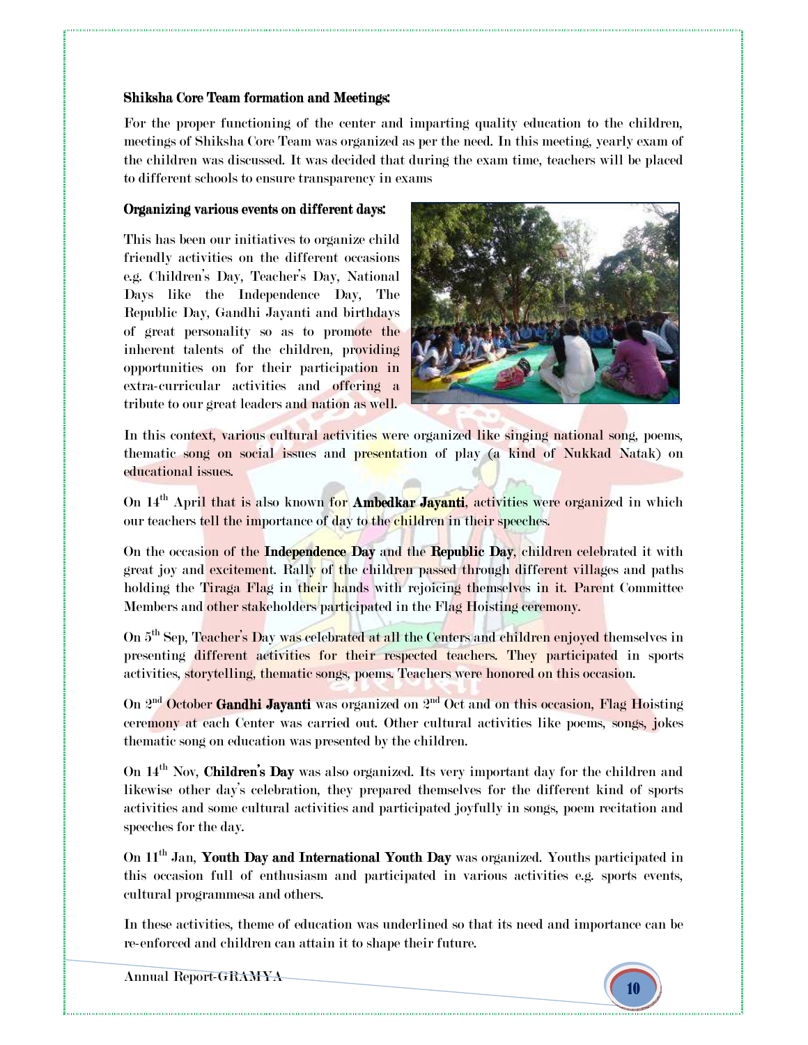**Shiksha Core Team formation and Meetings:**

For the proper functioning of the center and imparting quality education to the children, meetings of Shiksha Core Team was organized as per the need. In this meeting, yearly exam of the children was discussed. It was decided that during the exam time, teachers will be placed to different schools to ensure transparency in exams

**Organizing various events on different days:**

This has been our initiatives to organize child friendly activities on the different occasions e.g. Children's Day, Teacher's Day, National Days like the Independence Day, The Republic Day, Gandhi Jayanti and birthdays of great personality so as to promote the inherent talents of the children, providing opportunities on for their participation in extra-curricular activities and offering a tribute to our great leaders and nation as well.

In this context, various cultural activities were organized like singing national song, poems, thematic song on social issues and presentation of play (a kind of Nukkad Natak) on educational issues.

On 14th April that is also known for **Ambedkar Jayanti**, activities were organized in which our teachers tell the importance of day to the children in their speeches.

On the occasion of the **Independence Day** and the **Republic Day**, children celebrated it with great joy and excitement. Rally of the children passed through different villages and paths holding the Tiraga Flag in their hands with rejoicing themselves in it. Parent Committee Members and other stakeholders participated in the Flag Hoisting ceremony.

On 5th Sep, Teacher's Day was celebrated at all the Centers and children enjoyed themselves in presenting different activities for their respected teachers. They participated in sports activities, storytelling, thematic songs, poems. Teachers were honored on this occasion.

On 2nd October **Gandhi Jayanti** was organized on 2nd Oct and on this occasion, Flag Hoisting ceremony at each Center was carried out. Other cultural activities like poems, songs, jokes thematic song on education was presented by the children.

On 14th Nov, **Children's Day** was also organized. Its very important day for the children and likewise other day's celebration, they prepared themselves for the different kind of sports activities and some cultural activities and participated joyfully in songs, poem recitation and speeches for the day.

On 11th Jan, **Youth Day and International Youth Day** was organized. Youths participated in this occasion full of enthusiasm and participated in various activities e.g. sports events, cultural programmesa and others.

In these activities, theme of education was underlined so that its need and importance can be re-enforced and children can attain it to shape their future.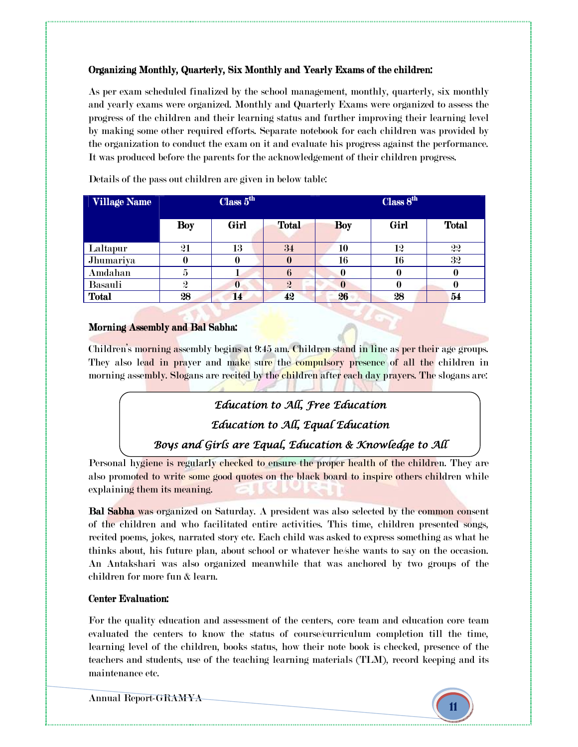**Organizing Monthly, Quarterly, Six Monthly and Yearly Exams of the children:**

As per exam scheduled finalized by the school management, monthly, quarterly, six monthly and yearly exams were organized. Monthly and Quarterly Exams were organized to assess the progress of the children and their learning status and further improving their learning level by making some other required efforts. Separate notebook for each children was provided by the organization to conduct the exam on it and evaluate his progress against the performance. It was produced before the parents for the acknowledgement of their children progress.

Details of the pass out children are given in below table:

| Village Name | Class 5th | | | Class 8th | | |
|---|---|---|---|---|---|---|
| | Boy | Girl | Total | Boy | Girl | Total |
| Laltapur | 21 | 13 | 34 | 10 | 12 | 22 |
| Jhumariya | 0 | 0 | 0 | 16 | 16 | 32 |
| Amdahan | 5 | 1 | 6 | 0 | 0 | 0 |
| Basauli | 2 | 0 | 2 | 0 | 0 | 0 |
| **Total** | **28** | **14** | **42** | **26** | **28** | **54** |

**Morning Assembly and Bal Sabha:**

Children's morning assembly begins at 9:45 am. Children stand in line as per their age groups. They also lead in prayer and make sure the compulsory presence of all the children in morning assembly. Slogans are recited by the children after each day prayers. The slogans are:

*Education to All, Free Education*

*Education to All, Equal Education*

*Boys and Girls are Equal, Education & Knowledge to All*

Personal hygiene is regularly checked to ensure the proper health of the children. They are also promoted to write some good quotes on the black board to inspire others children while explaining them its meaning.

**Bal Sabha** was organized on Saturday. A president was also selected by the common consent of the children and who facilitated entire activities. This time, children presented songs, recited poems, jokes, narrated story etc. Each child was asked to express something as what he thinks about, his future plan, about school or whatever he/she wants to say on the occasion. An Antakshari was also organized meanwhile that was anchored by two groups of the children for more fun & learn.

**Center Evaluation:**

For the quality education and assessment of the centers, core team and education core team evaluated the centers to know the status of course/curriculum completion till the time, learning level of the children, books status, how their note book is checked, presence of the teachers and students, use of the teaching learning materials (TLM), record keeping and its maintenance etc.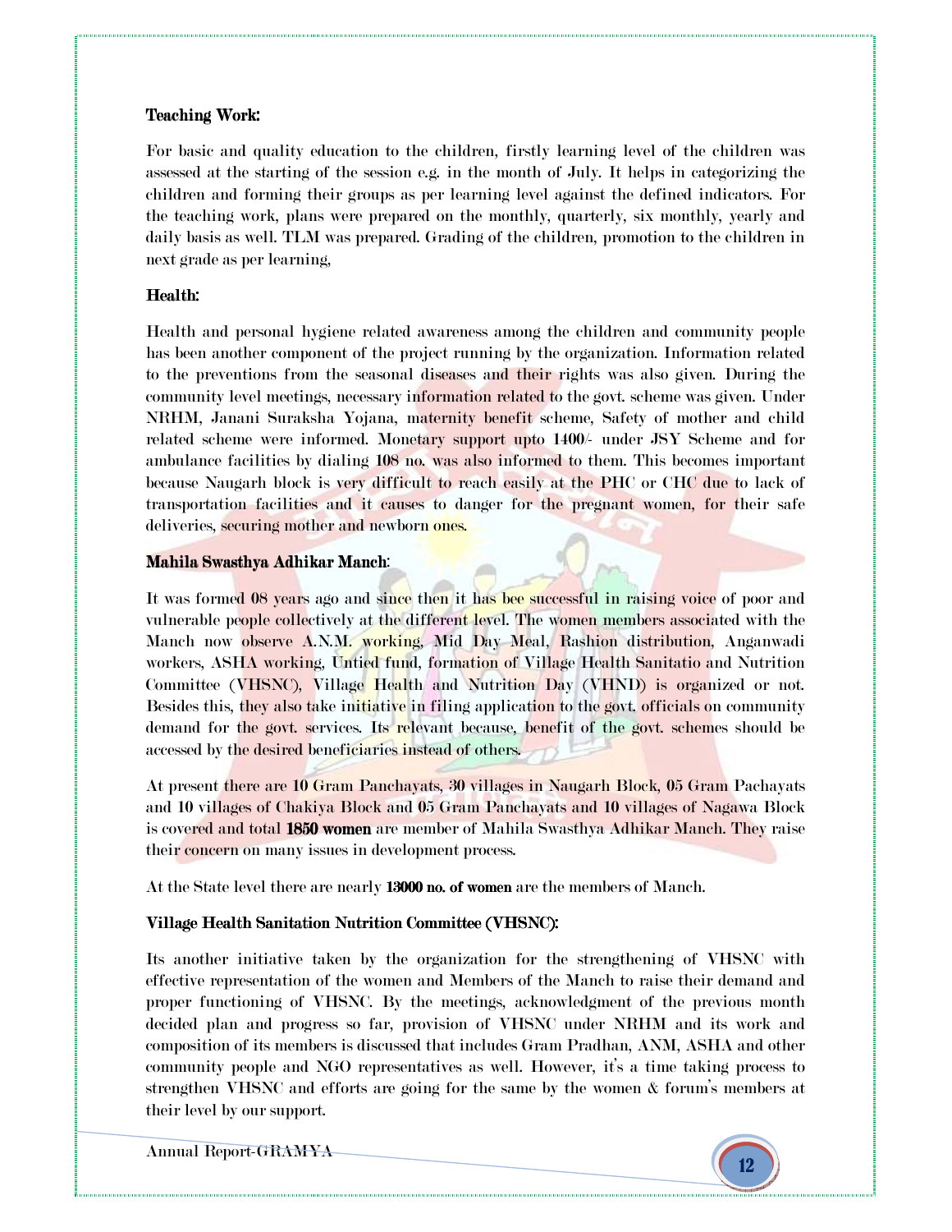### Teaching Work:

For basic and quality education to the children, firstly learning level of the children was assessed at the starting of the session e.g. in the month of July. It helps in categorizing the children and forming their groups as per learning level against the defined indicators. For the teaching work, plans were prepared on the monthly, quarterly, six monthly, yearly and daily basis as well. TLM was prepared. Grading of the children, promotion to the children in next grade as per learning,

### Health:

Health and personal hygiene related awareness among the children and community people has been another component of the project running by the organization. Information related to the preventions from the seasonal diseases and their rights was also given. During the community level meetings, necessary information related to the govt. scheme was given. Under NRHM, Janani Suraksha Yojana, maternity benefit scheme, Safety of mother and child related scheme were informed. Monetary support upto 1400/- under JSY Scheme and for ambulance facilities by dialing 108 no. was also informed to them. This becomes important because Naugarh block is very difficult to reach easily at the PHC or CHC due to lack of transportation facilities and it causes to danger for the pregnant women, for their safe deliveries, securing mother and newborn ones.

### Mahila Swasthya Adhikar Manch:

It was formed 08 years ago and since then it has bee successful in raising voice of poor and vulnerable people collectively at the different level. The women members associated with the Manch now observe A.N.M. working, Mid Day Meal, Rashion distribution, Anganwadi workers, ASHA working, Untied fund, formation of Village Health Sanitatio and Nutrition Committee (VHSNC), Village Health and Nutrition Day (VHND) is organized or not. Besides this, they also take initiative in filing application to the govt. officials on community demand for the govt. services. Its relevant because, benefit of the govt. schemes should be accessed by the desired beneficiaries instead of others.

At present there are 10 Gram Panchayats, 30 villages in Naugarh Block, 05 Gram Pachayats and 10 villages of Chakiya Block and 05 Gram Panchayats and 10 villages of Nagawa Block is covered and total **1850 women** are member of Mahila Swasthya Adhikar Manch. They raise their concern on many issues in development process.

At the State level there are nearly **13000 no. of women** are the members of Manch.

### Village Health Sanitation Nutrition Committee (VHSNC):

Its another initiative taken by the organization for the strengthening of VHSNC with effective representation of the women and Members of the Manch to raise their demand and proper functioning of VHSNC. By the meetings, acknowledgment of the previous month decided plan and progress so far, provision of VHSNC under NRHM and its work and composition of its members is discussed that includes Gram Pradhan, ANM, ASHA and other community people and NGO representatives as well. However, it's a time taking process to strengthen VHSNC and efforts are going for the same by the women & forum's members at their level by our support.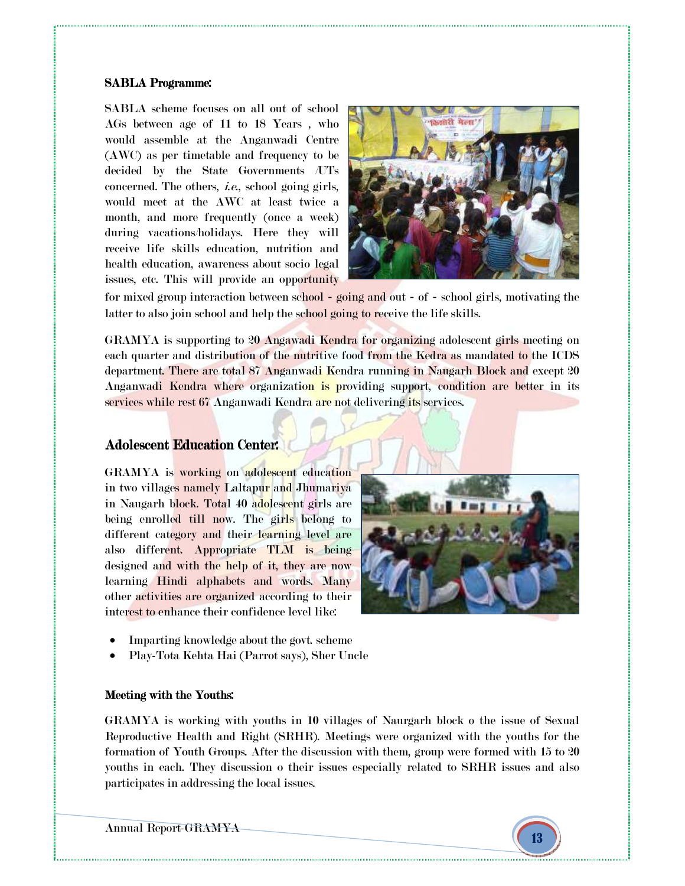**SABLA Programme:**

SABLA scheme focuses on all out of school AGs between age of 11 to 18 Years , who would assemble at the Anganwadi Centre (AWC) as per timetable and frequency to be decided by the State Governments /UTs concerned. The others, *i.e.*, school going girls, would meet at the AWC at least twice a month, and more frequently (once a week) during vacations/holidays. Here they will receive life skills education, nutrition and health education, awareness about socio legal issues, etc. This will provide an opportunity for mixed group interaction between school - going and out - of - school girls, motivating the latter to also join school and help the school going to receive the life skills.

GRAMYA is supporting to 20 Angawadi Kendra for organizing adolescent girls meeting on each quarter and distribution of the nutritive food from the Kedra as mandated to the ICDS department. There are total 87 Anganwadi Kendra running in Naugarh Block and except 20 Anganwadi Kendra where organization is providing support, condition are better in its services while rest 67 Anganwadi Kendra are not delivering its services.

## Adolescent Education Center:

GRAMYA is working on adolescent education in two villages namely Laltapur and Jhumariya in Naugarh block. Total 40 adolescent girls are being enrolled till now. The girls belong to different category and their learning level are also different. Appropriate TLM is being designed and with the help of it, they are now learning Hindi alphabets and words. Many other activities are organized according to their interest to enhance their confidence level like:

- Imparting knowledge about the govt. scheme
- Play-Tota Kehta Hai (Parrot says), Sher Uncle

**Meeting with the Youths:**

GRAMYA is working with youths in 10 villages of Naurgarh block o the issue of Sexual Reproductive Health and Right (SRHR). Meetings were organized with the youths for the formation of Youth Groups. After the discussion with them, group were formed with 15 to 20 youths in each. They discussion o their issues especially related to SRHR issues and also participates in addressing the local issues.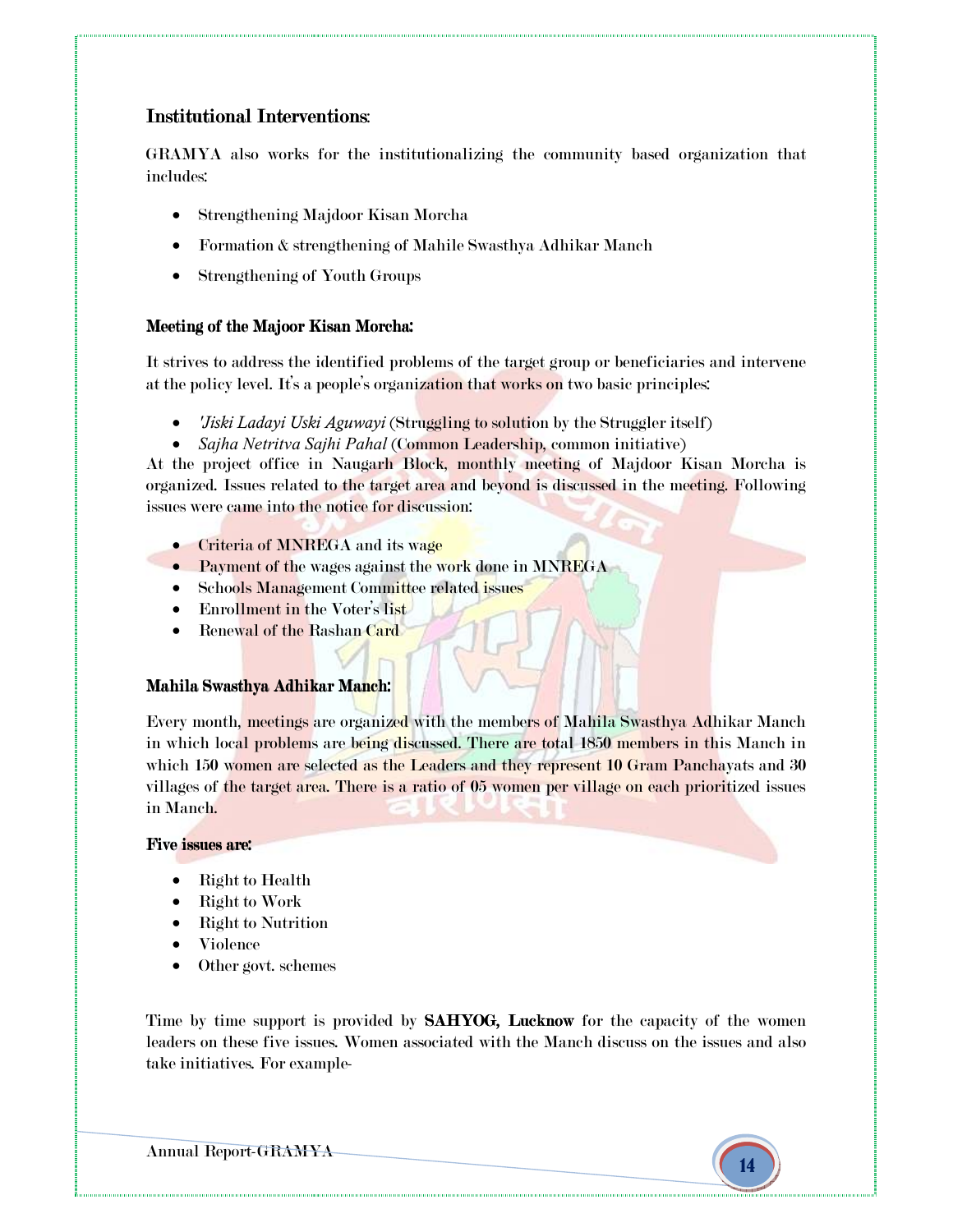## Institutional Interventions:

GRAMYA also works for the institutionalizing the community based organization that includes:

- Strengthening Majdoor Kisan Morcha
- Formation & strengthening of Mahile Swasthya Adhikar Manch
- Strengthening of Youth Groups

### Meeting of the Majoor Kisan Morcha:

It strives to address the identified problems of the target group or beneficiaries and intervene at the policy level. It's a people's organization that works on two basic principles:

- *'Jiski Ladayi Uski Aguwayi* (Struggling to solution by the Struggler itself)
- *Sajha Netritva Sajhi Pahal* (Common Leadership, common initiative)

At the project office in Naugarh Block, monthly meeting of Majdoor Kisan Morcha is organized. Issues related to the target area and beyond is discussed in the meeting. Following issues were came into the notice for discussion:

- Criteria of MNREGA and its wage
- Payment of the wages against the work done in MNREGA
- Schools Management Committee related issues
- Enrollment in the Voter's list
- Renewal of the Rashan Card

### Mahila Swasthya Adhikar Manch:

Every month, meetings are organized with the members of Mahila Swasthya Adhikar Manch in which local problems are being discussed. There are total 1850 members in this Manch in which 150 women are selected as the Leaders and they represent 10 Gram Panchayats and 30 villages of the target area. There is a ratio of 05 women per village on each prioritized issues in Manch.

**Five issues are:**

- Right to Health
- Right to Work
- Right to Nutrition
- Violence
- Other govt. schemes

Time by time support is provided by **SAHYOG, Lucknow** for the capacity of the women leaders on these five issues. Women associated with the Manch discuss on the issues and also take initiatives. For example-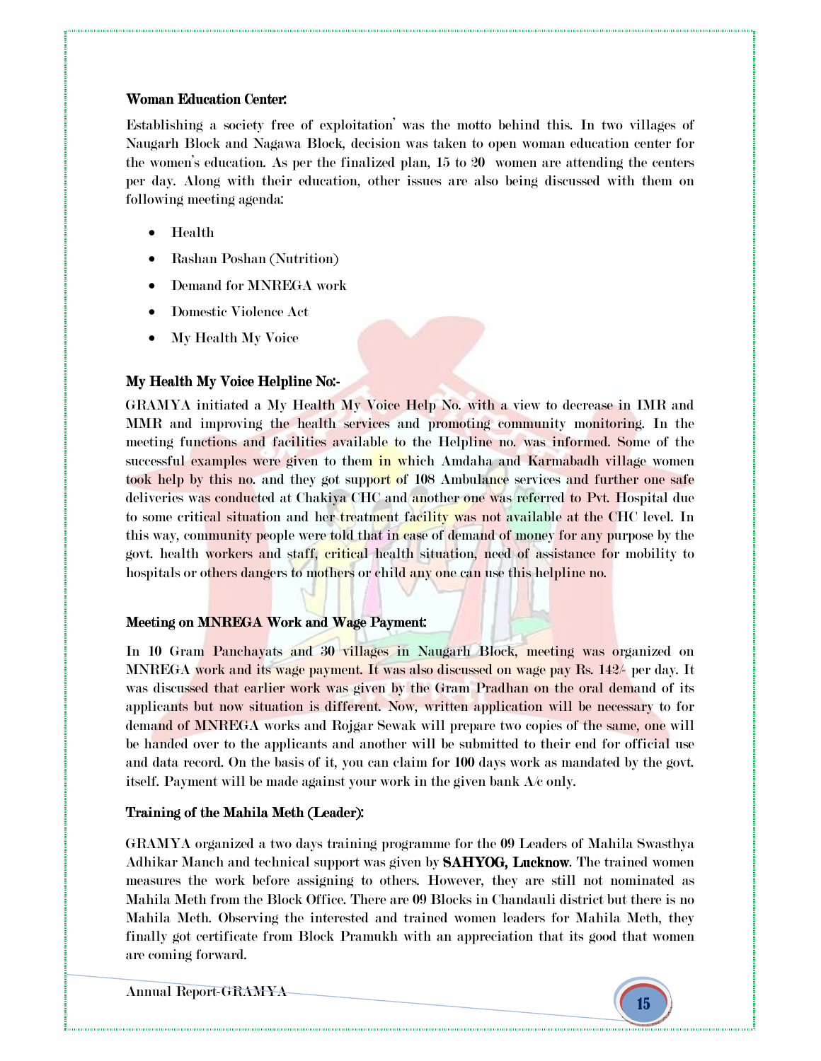**Woman Education Center:**

Establishing a society free of exploitation' was the motto behind this. In two villages of Naugarh Block and Nagawa Block, decision was taken to open woman education center for the women's education. As per the finalized plan, 15 to 20 women are attending the centers per day. Along with their education, other issues are also being discussed with them on following meeting agenda:

- Health
- Rashan Poshan (Nutrition)
- Demand for MNREGA work
- Domestic Violence Act
- My Health My Voice

**My Health My Voice Helpline No:-**

GRAMYA initiated a My Health My Voice Help No. with a view to decrease in IMR and MMR and improving the health services and promoting community monitoring. In the meeting functions and facilities available to the Helpline no. was informed. Some of the successful examples were given to them in which Amdaha and Karmabadh village women took help by this no. and they got support of 108 Ambulance services and further one safe deliveries was conducted at Chakiya CHC and another one was referred to Pvt. Hospital due to some critical situation and her treatment facility was not available at the CHC level. In this way, community people were told that in case of demand of money for any purpose by the govt. health workers and staff, critical health situation, need of assistance for mobility to hospitals or others dangers to mothers or child any one can use this helpline no.

**Meeting on MNREGA Work and Wage Payment:**

In 10 Gram Panchayats and 30 villages in Naugarh Block, meeting was organized on MNREGA work and its wage payment. It was also discussed on wage pay Rs. 142/- per day. It was discussed that earlier work was given by the Gram Pradhan on the oral demand of its applicants but now situation is different. Now, written application will be necessary to for demand of MNREGA works and Rojgar Sewak will prepare two copies of the same, one will be handed over to the applicants and another will be submitted to their end for official use and data record. On the basis of it, you can claim for 100 days work as mandated by the govt. itself. Payment will be made against your work in the given bank A/c only.

**Training of the Mahila Meth (Leader):**

GRAMYA organized a two days training programme for the 09 Leaders of Mahila Swasthya Adhikar Manch and technical support was given by **SAHYOG, Lucknow**. The trained women measures the work before assigning to others. However, they are still not nominated as Mahila Meth from the Block Office. There are 09 Blocks in Chandauli district but there is no Mahila Meth. Observing the interested and trained women leaders for Mahila Meth, they finally got certificate from Block Pramukh with an appreciation that its good that women are coming forward.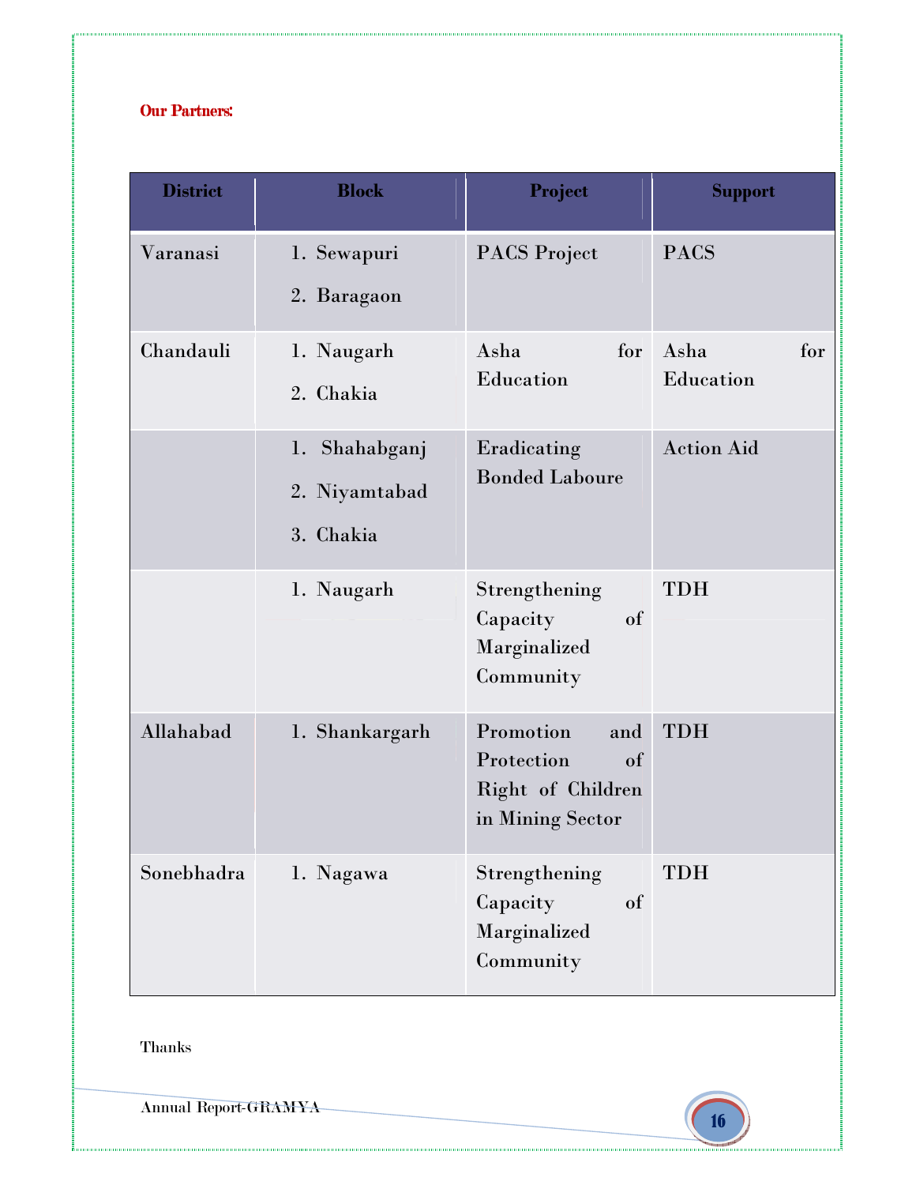**Our Partners:**

| District | Block | Project | Support |
|---|---|---|---|
| Varanasi | 1. Sewapuri<br>2. Baragaon | PACS Project | PACS |
| Chandauli | 1. Naugarh<br>2. Chakia | Asha for Education | Asha for Education |
| | 1. Shahabganj<br>2. Niyamtabad<br>3. Chakia | Eradicating Bonded Laboure | Action Aid |
| | 1. Naugarh | Strengthening Capacity of Marginalized Community | TDH |
| Allahabad | 1. Shankargarh | Promotion and Protection of Right of Children in Mining Sector | TDH |
| Sonebhadra | 1. Nagawa | Strengthening Capacity of Marginalized Community | TDH |

Thanks